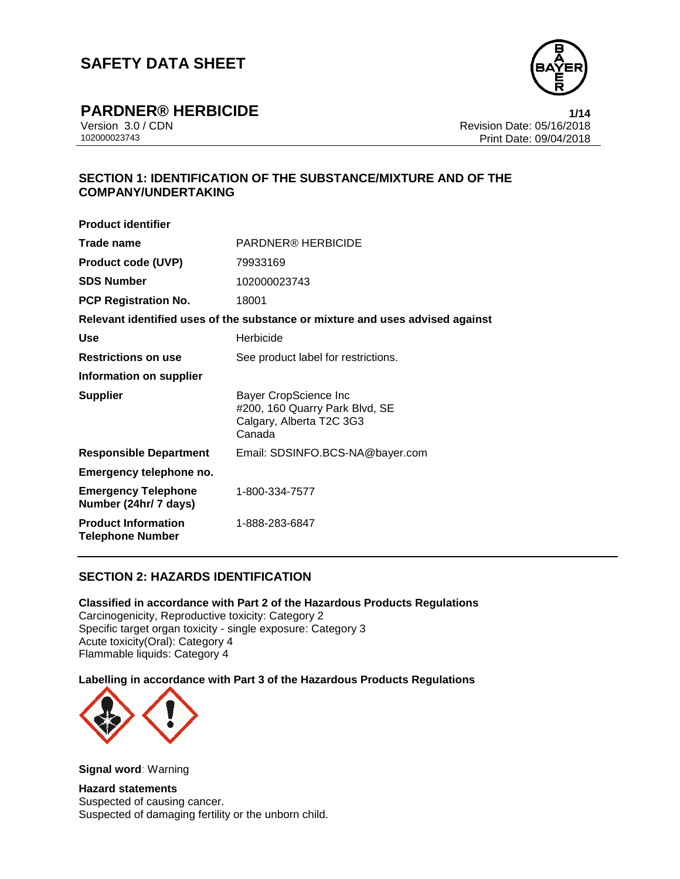# SAFETY DATA SHEET

## PARDNER® HERBICIDE

Version 3.0 / CDN
102000023743

Revision Date: 05/16/2018
Print Date: 09/04/2018

## SECTION 1: IDENTIFICATION OF THE SUBSTANCE/MIXTURE AND OF THE COMPANY/UNDERTAKING

**Product identifier**

| | |
|---|---|
| **Trade name** | PARDNER® HERBICIDE |
| **Product code (UVP)** | 79933169 |
| **SDS Number** | 102000023743 |
| **PCP Registration No.** | 18001 |

**Relevant identified uses of the substance or mixture and uses advised against**

| | |
|---|---|
| **Use** | Herbicide |
| **Restrictions on use** | See product label for restrictions. |

**Information on supplier**

| | |
|---|---|
| **Supplier** | Bayer CropScience Inc<br>#200, 160 Quarry Park Blvd, SE<br>Calgary, Alberta T2C 3G3<br>Canada |
| **Responsible Department** | Email: SDSINFO.BCS-NA@bayer.com |

**Emergency telephone no.**

| | |
|---|---|
| **Emergency Telephone Number (24hr/ 7 days)** | 1-800-334-7577 |
| **Product Information Telephone Number** | 1-888-283-6847 |

## SECTION 2: HAZARDS IDENTIFICATION

**Classified in accordance with Part 2 of the Hazardous Products Regulations**

Carcinogenicity, Reproductive toxicity: Category 2
Specific target organ toxicity - single exposure: Category 3
Acute toxicity(Oral): Category 4
Flammable liquids: Category 4

**Labelling in accordance with Part 3 of the Hazardous Products Regulations**

**Signal word**: Warning

**Hazard statements**

Suspected of causing cancer.
Suspected of damaging fertility or the unborn child.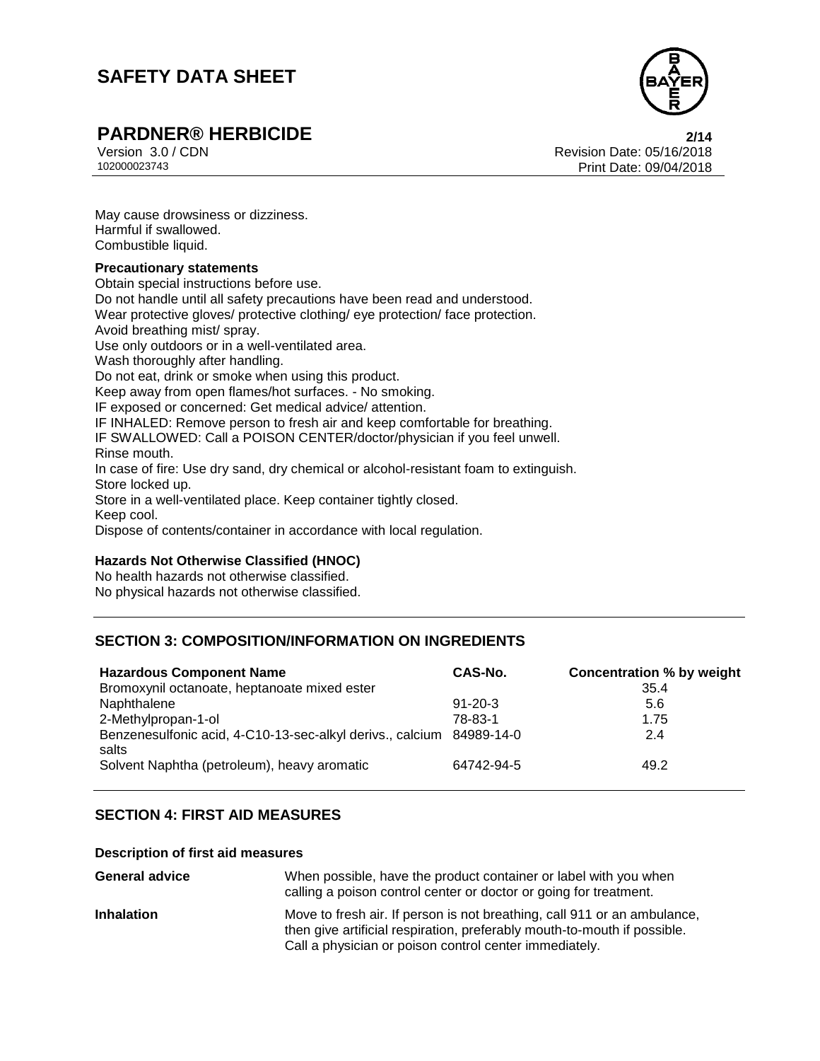May cause drowsiness or dizziness.
Harmful if swallowed.
Combustible liquid.

### Precautionary statements

Obtain special instructions before use.
Do not handle until all safety precautions have been read and understood.
Wear protective gloves/ protective clothing/ eye protection/ face protection.
Avoid breathing mist/ spray.
Use only outdoors or in a well-ventilated area.
Wash thoroughly after handling.
Do not eat, drink or smoke when using this product.
Keep away from open flames/hot surfaces. - No smoking.
IF exposed or concerned: Get medical advice/ attention.
IF INHALED: Remove person to fresh air and keep comfortable for breathing.
IF SWALLOWED: Call a POISON CENTER/doctor/physician if you feel unwell.
Rinse mouth.
In case of fire: Use dry sand, dry chemical or alcohol-resistant foam to extinguish.
Store locked up.
Store in a well-ventilated place. Keep container tightly closed.
Keep cool.
Dispose of contents/container in accordance with local regulation.

### Hazards Not Otherwise Classified (HNOC)

No health hazards not otherwise classified.
No physical hazards not otherwise classified.

## SECTION 3: COMPOSITION/INFORMATION ON INGREDIENTS

| Hazardous Component Name | CAS-No. | Concentration % by weight |
|---|---|---|
| Bromoxynil octanoate, heptanoate mixed ester | | 35.4 |
| Naphthalene | 91-20-3 | 5.6 |
| 2-Methylpropan-1-ol | 78-83-1 | 1.75 |
| Benzenesulfonic acid, 4-C10-13-sec-alkyl derivs., calcium salts | 84989-14-0 | 2.4 |
| Solvent Naphtha (petroleum), heavy aromatic | 64742-94-5 | 49.2 |

## SECTION 4: FIRST AID MEASURES

### Description of first aid measures

**General advice**
When possible, have the product container or label with you when calling a poison control center or doctor or going for treatment.

**Inhalation**
Move to fresh air. If person is not breathing, call 911 or an ambulance, then give artificial respiration, preferably mouth-to-mouth if possible. Call a physician or poison control center immediately.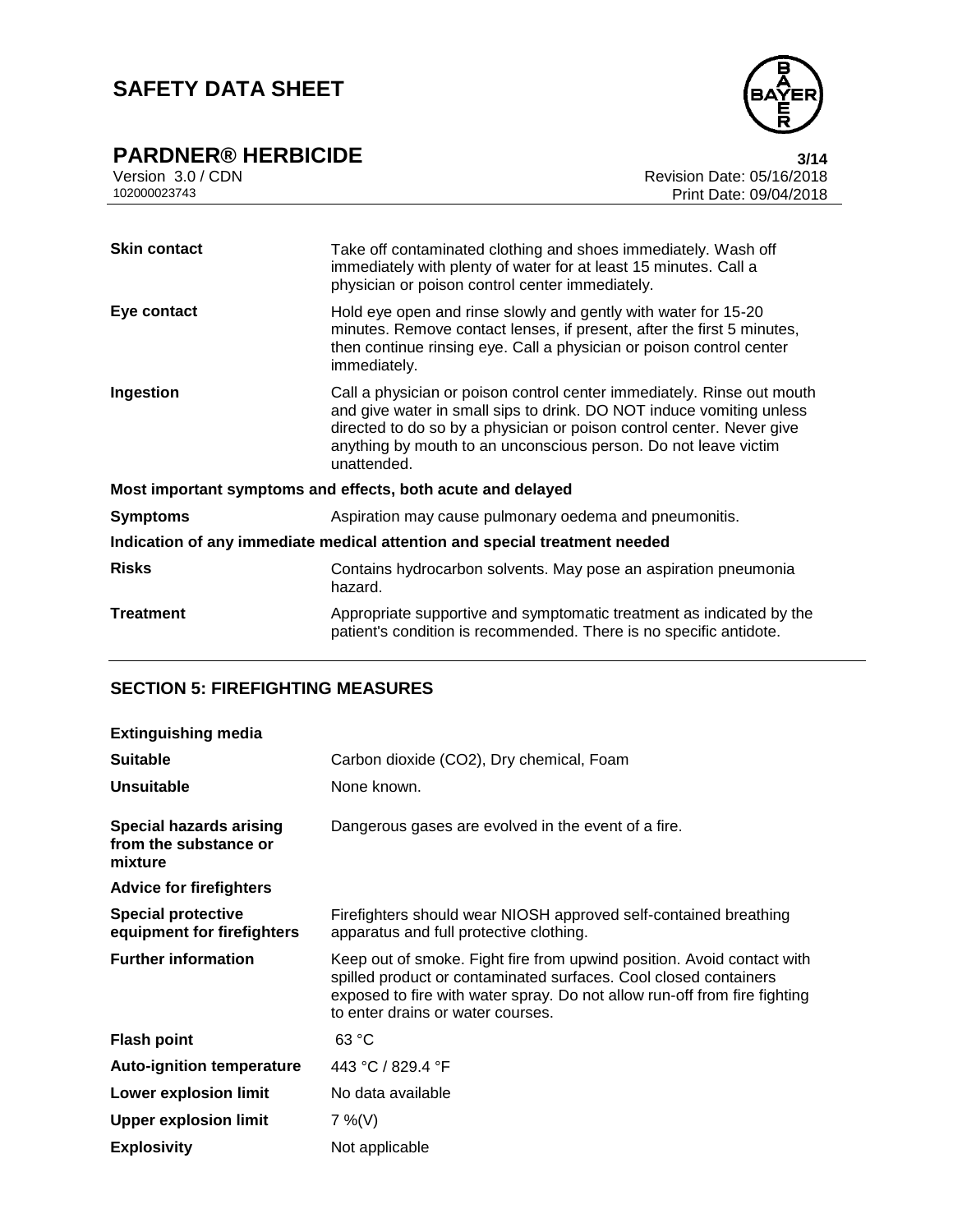| | |
|---|---|
| **Skin contact** | Take off contaminated clothing and shoes immediately. Wash off immediately with plenty of water for at least 15 minutes. Call a physician or poison control center immediately. |
| **Eye contact** | Hold eye open and rinse slowly and gently with water for 15-20 minutes. Remove contact lenses, if present, after the first 5 minutes, then continue rinsing eye. Call a physician or poison control center immediately. |
| **Ingestion** | Call a physician or poison control center immediately. Rinse out mouth and give water in small sips to drink. DO NOT induce vomiting unless directed to do so by a physician or poison control center. Never give anything by mouth to an unconscious person. Do not leave victim unattended. |

**Most important symptoms and effects, both acute and delayed**

| | |
|---|---|
| **Symptoms** | Aspiration may cause pulmonary oedema and pneumonitis. |

**Indication of any immediate medical attention and special treatment needed**

| | |
|---|---|
| **Risks** | Contains hydrocarbon solvents. May pose an aspiration pneumonia hazard. |
| **Treatment** | Appropriate supportive and symptomatic treatment as indicated by the patient's condition is recommended. There is no specific antidote. |

## SECTION 5: FIREFIGHTING MEASURES

**Extinguishing media**

| | |
|---|---|
| **Suitable** | Carbon dioxide ($CO_2$), Dry chemical, Foam |
| **Unsuitable** | None known. |
| **Special hazards arising from the substance or mixture** | Dangerous gases are evolved in the event of a fire. |

**Advice for firefighters**

| | |
|---|---|
| **Special protective equipment for firefighters** | Firefighters should wear NIOSH approved self-contained breathing apparatus and full protective clothing. |
| **Further information** | Keep out of smoke. Fight fire from upwind position. Avoid contact with spilled product or contaminated surfaces. Cool closed containers exposed to fire with water spray. Do not allow run-off from fire fighting to enter drains or water courses. |
| **Flash point** | 63 °C |
| **Auto-ignition temperature** | 443 °C / 829.4 °F |
| **Lower explosion limit** | No data available |
| **Upper explosion limit** | 7 %(V) |
| **Explosivity** | Not applicable |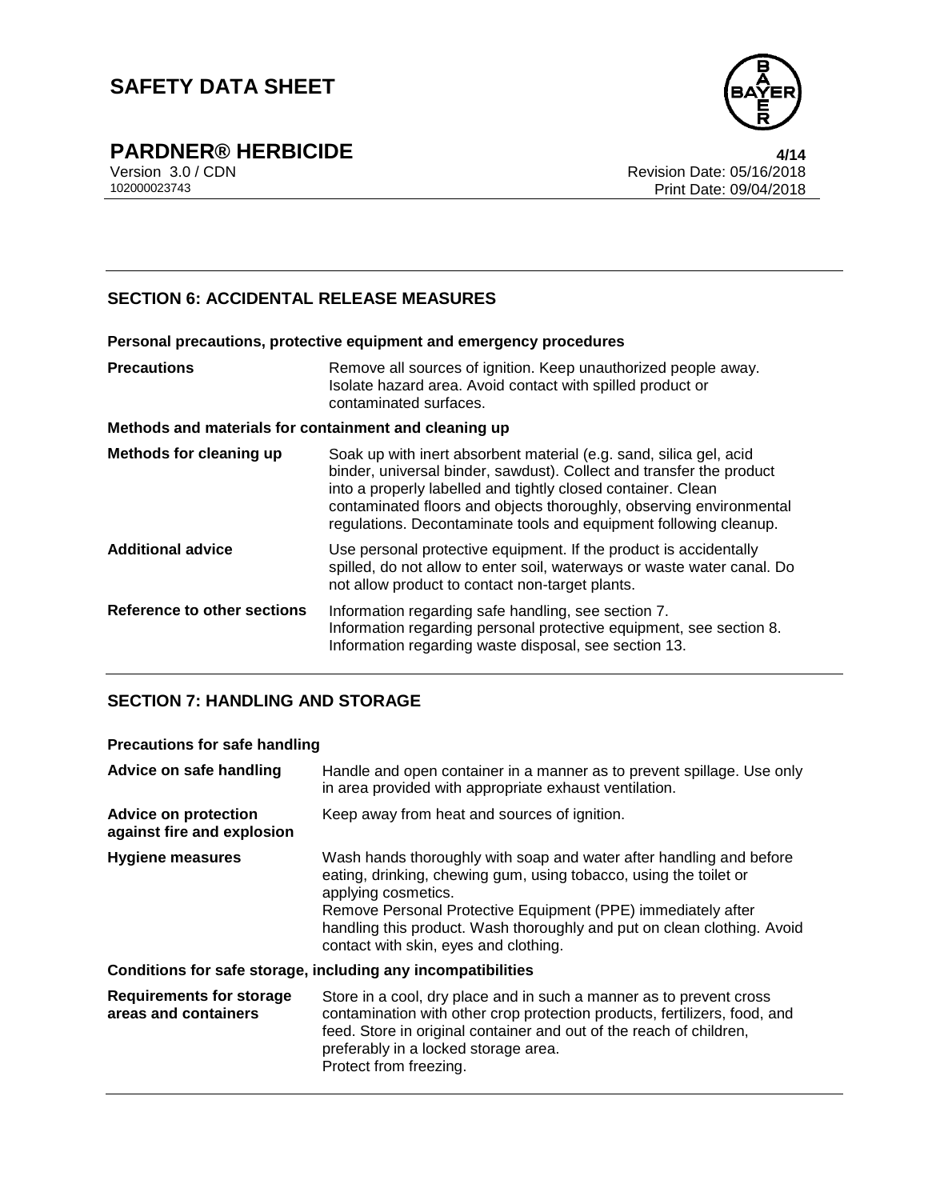## SECTION 6: ACCIDENTAL RELEASE MEASURES

**Personal precautions, protective equipment and emergency procedures**

| | |
|---|---|
| **Precautions** | Remove all sources of ignition. Keep unauthorized people away. Isolate hazard area. Avoid contact with spilled product or contaminated surfaces. |

**Methods and materials for containment and cleaning up**

| | |
|---|---|
| **Methods for cleaning up** | Soak up with inert absorbent material (e.g. sand, silica gel, acid binder, universal binder, sawdust). Collect and transfer the product into a properly labelled and tightly closed container. Clean contaminated floors and objects thoroughly, observing environmental regulations. Decontaminate tools and equipment following cleanup. |
| **Additional advice** | Use personal protective equipment. If the product is accidentally spilled, do not allow to enter soil, waterways or waste water canal. Do not allow product to contact non-target plants. |
| **Reference to other sections** | Information regarding safe handling, see section 7.<br>Information regarding personal protective equipment, see section 8.<br>Information regarding waste disposal, see section 13. |

## SECTION 7: HANDLING AND STORAGE

**Precautions for safe handling**

| | |
|---|---|
| **Advice on safe handling** | Handle and open container in a manner as to prevent spillage. Use only in area provided with appropriate exhaust ventilation. |
| **Advice on protection against fire and explosion** | Keep away from heat and sources of ignition. |
| **Hygiene measures** | Wash hands thoroughly with soap and water after handling and before eating, drinking, chewing gum, using tobacco, using the toilet or applying cosmetics.<br>Remove Personal Protective Equipment (PPE) immediately after handling this product. Wash thoroughly and put on clean clothing. Avoid contact with skin, eyes and clothing. |

**Conditions for safe storage, including any incompatibilities**

| | |
|---|---|
| **Requirements for storage areas and containers** | Store in a cool, dry place and in such a manner as to prevent cross contamination with other crop protection products, fertilizers, food, and feed. Store in original container and out of the reach of children, preferably in a locked storage area.<br>Protect from freezing. |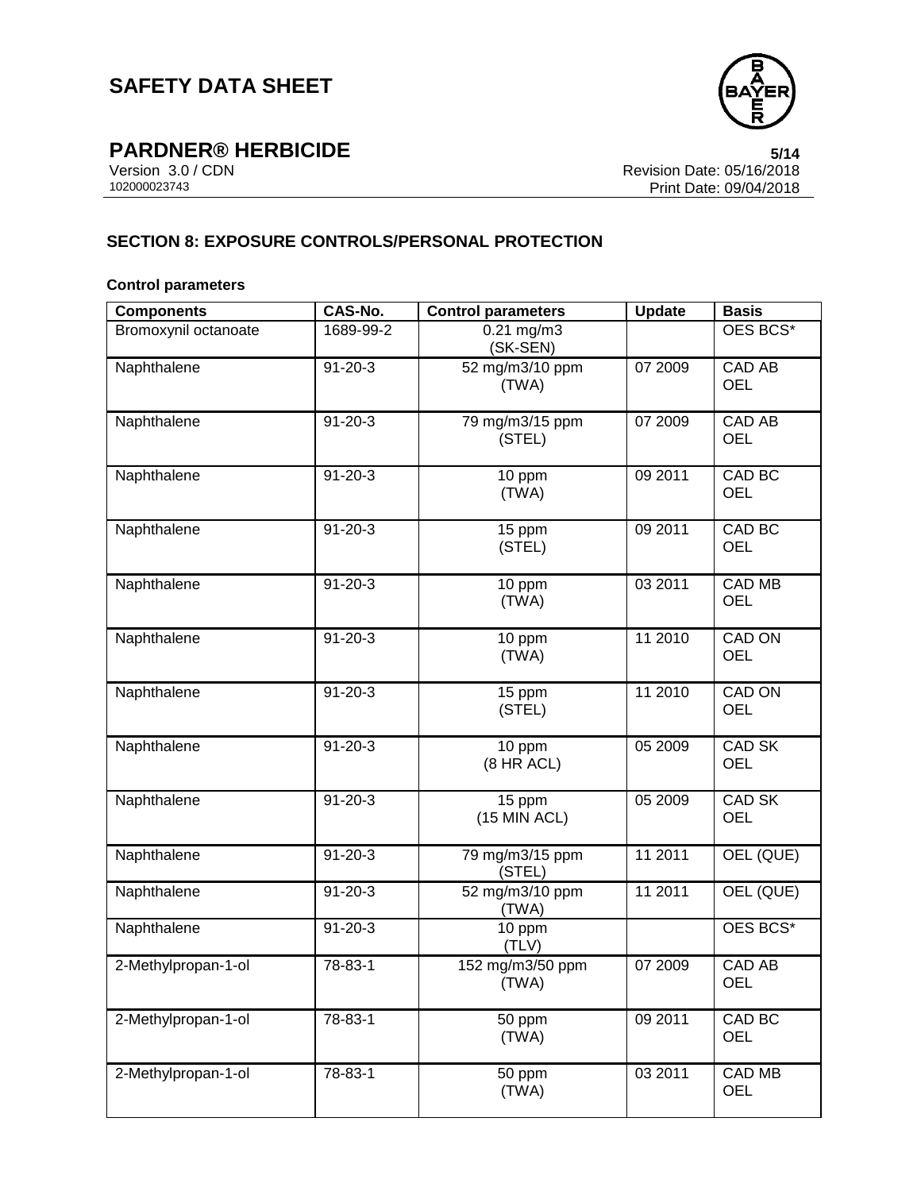## SECTION 8: EXPOSURE CONTROLS/PERSONAL PROTECTION

### Control parameters

| Components | CAS-No. | Control parameters | Update | Basis |
|---|---|---|---|---|
| Bromoxynil octanoate | 1689-99-2 | 0.21 mg/m3 (SK-SEN) | | OES BCS* |
| Naphthalene | 91-20-3 | 52 mg/m3/10 ppm (TWA) | 07 2009 | CAD AB OEL |
| Naphthalene | 91-20-3 | 79 mg/m3/15 ppm (STEL) | 07 2009 | CAD AB OEL |
| Naphthalene | 91-20-3 | 10 ppm (TWA) | 09 2011 | CAD BC OEL |
| Naphthalene | 91-20-3 | 15 ppm (STEL) | 09 2011 | CAD BC OEL |
| Naphthalene | 91-20-3 | 10 ppm (TWA) | 03 2011 | CAD MB OEL |
| Naphthalene | 91-20-3 | 10 ppm (TWA) | 11 2010 | CAD ON OEL |
| Naphthalene | 91-20-3 | 15 ppm (STEL) | 11 2010 | CAD ON OEL |
| Naphthalene | 91-20-3 | 10 ppm (8 HR ACL) | 05 2009 | CAD SK OEL |
| Naphthalene | 91-20-3 | 15 ppm (15 MIN ACL) | 05 2009 | CAD SK OEL |
| Naphthalene | 91-20-3 | 79 mg/m3/15 ppm (STEL) | 11 2011 | OEL (QUE) |
| Naphthalene | 91-20-3 | 52 mg/m3/10 ppm (TWA) | 11 2011 | OEL (QUE) |
| Naphthalene | 91-20-3 | 10 ppm (TLV) | | OES BCS* |
| 2-Methylpropan-1-ol | 78-83-1 | 152 mg/m3/50 ppm (TWA) | 07 2009 | CAD AB OEL |
| 2-Methylpropan-1-ol | 78-83-1 | 50 ppm (TWA) | 09 2011 | CAD BC OEL |
| 2-Methylpropan-1-ol | 78-83-1 | 50 ppm (TWA) | 03 2011 | CAD MB OEL |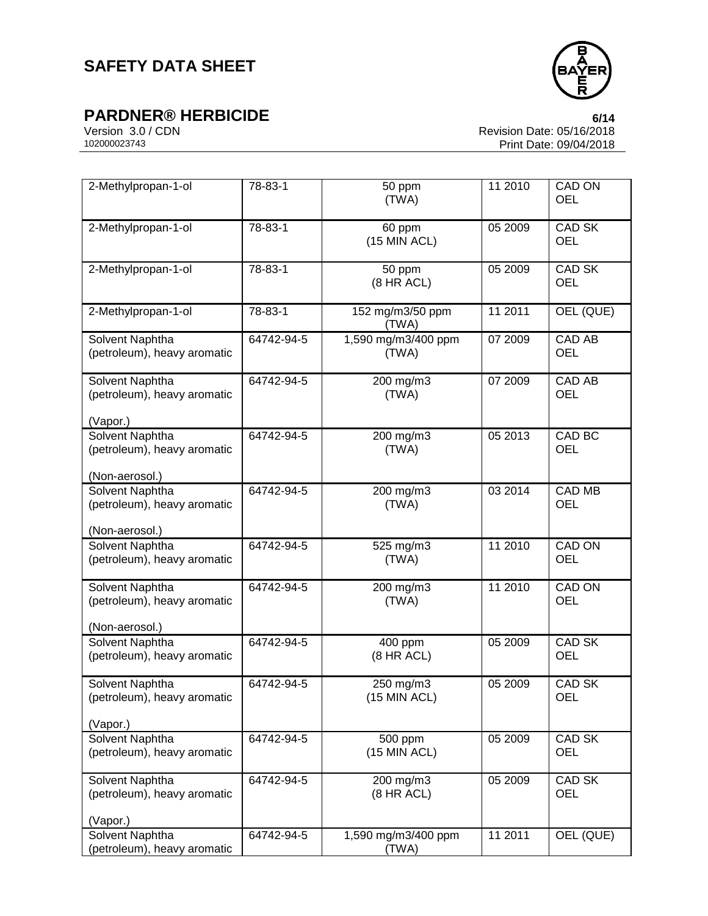| | | | | |
|---|---|---|---|---|
| 2-Methylpropan-1-ol | 78-83-1 | 50 ppm (TWA) | 11 2010 | CAD ON OEL |
| 2-Methylpropan-1-ol | 78-83-1 | 60 ppm (15 MIN ACL) | 05 2009 | CAD SK OEL |
| 2-Methylpropan-1-ol | 78-83-1 | 50 ppm (8 HR ACL) | 05 2009 | CAD SK OEL |
| 2-Methylpropan-1-ol | 78-83-1 | 152 mg/m3/50 ppm (TWA) | 11 2011 | OEL (QUE) |
| Solvent Naphtha (petroleum), heavy aromatic | 64742-94-5 | 1,590 mg/m3/400 ppm (TWA) | 07 2009 | CAD AB OEL |
| Solvent Naphtha (petroleum), heavy aromatic (Vapor.) | 64742-94-5 | 200 mg/m3 (TWA) | 07 2009 | CAD AB OEL |
| Solvent Naphtha (petroleum), heavy aromatic (Non-aerosol.) | 64742-94-5 | 200 mg/m3 (TWA) | 05 2013 | CAD BC OEL |
| Solvent Naphtha (petroleum), heavy aromatic (Non-aerosol.) | 64742-94-5 | 200 mg/m3 (TWA) | 03 2014 | CAD MB OEL |
| Solvent Naphtha (petroleum), heavy aromatic | 64742-94-5 | 525 mg/m3 (TWA) | 11 2010 | CAD ON OEL |
| Solvent Naphtha (petroleum), heavy aromatic (Non-aerosol.) | 64742-94-5 | 200 mg/m3 (TWA) | 11 2010 | CAD ON OEL |
| Solvent Naphtha (petroleum), heavy aromatic | 64742-94-5 | 400 ppm (8 HR ACL) | 05 2009 | CAD SK OEL |
| Solvent Naphtha (petroleum), heavy aromatic (Vapor.) | 64742-94-5 | 250 mg/m3 (15 MIN ACL) | 05 2009 | CAD SK OEL |
| Solvent Naphtha (petroleum), heavy aromatic | 64742-94-5 | 500 ppm (15 MIN ACL) | 05 2009 | CAD SK OEL |
| Solvent Naphtha (petroleum), heavy aromatic (Vapor.) | 64742-94-5 | 200 mg/m3 (8 HR ACL) | 05 2009 | CAD SK OEL |
| Solvent Naphtha (petroleum), heavy aromatic | 64742-94-5 | 1,590 mg/m3/400 ppm (TWA) | 11 2011 | OEL (QUE) |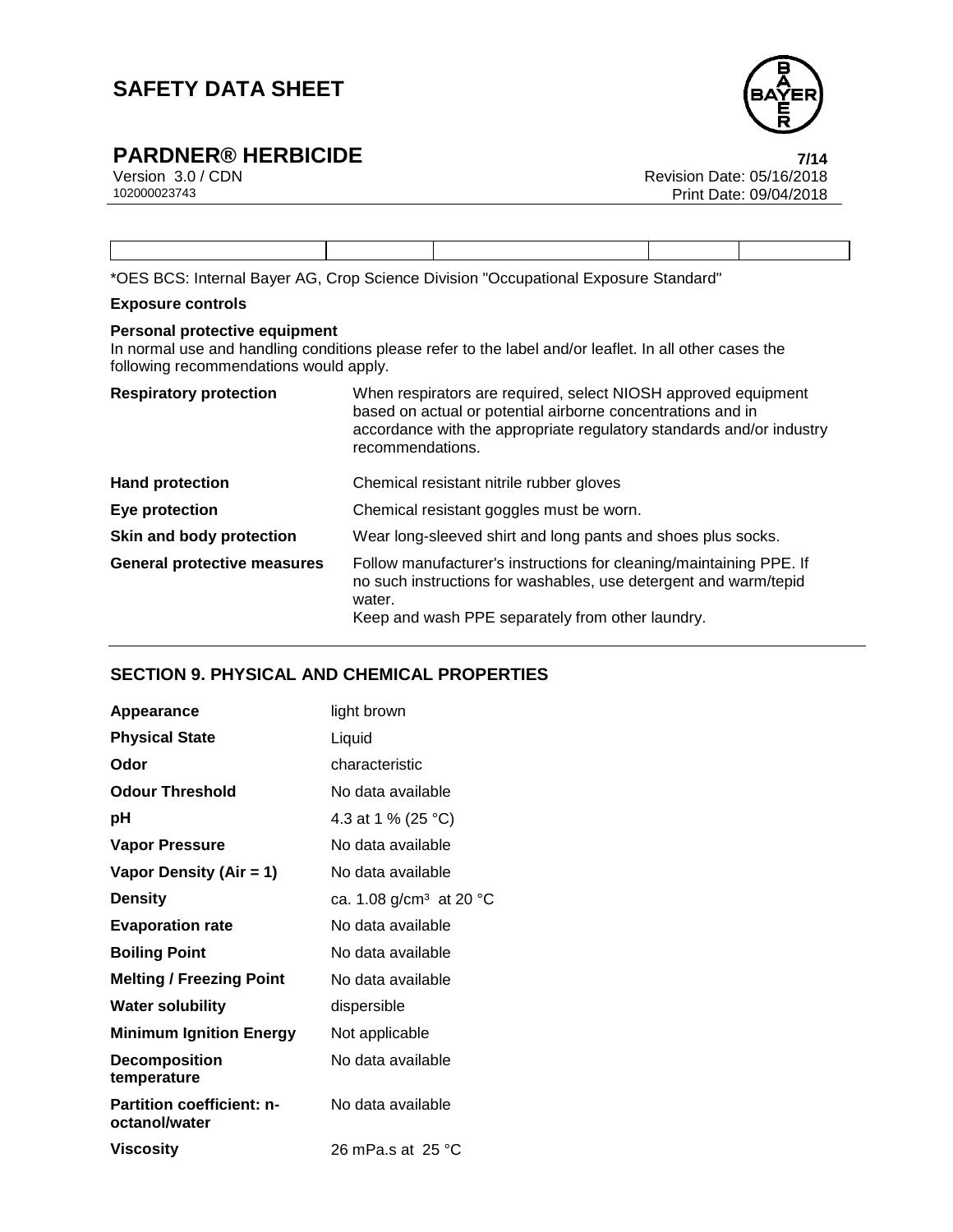*OES BCS: Internal Bayer AG, Crop Science Division "Occupational Exposure Standard"

**Exposure controls**

**Personal protective equipment**

In normal use and handling conditions please refer to the label and/or leaflet. In all other cases the following recommendations would apply.

| | |
|---|---|
| **Respiratory protection** | When respirators are required, select NIOSH approved equipment based on actual or potential airborne concentrations and in accordance with the appropriate regulatory standards and/or industry recommendations. |
| **Hand protection** | Chemical resistant nitrile rubber gloves |
| **Eye protection** | Chemical resistant goggles must be worn. |
| **Skin and body protection** | Wear long-sleeved shirt and long pants and shoes plus socks. |
| **General protective measures** | Follow manufacturer's instructions for cleaning/maintaining PPE. If no such instructions for washables, use detergent and warm/tepid water.<br>Keep and wash PPE separately from other laundry. |

## SECTION 9. PHYSICAL AND CHEMICAL PROPERTIES

| | |
|---|---|
| **Appearance** | light brown |
| **Physical State** | Liquid |
| **Odor** | characteristic |
| **Odour Threshold** | No data available |
| **pH** | 4.3 at 1 % (25 °C) |
| **Vapor Pressure** | No data available |
| **Vapor Density (Air = 1)** | No data available |
| **Density** | ca. 1.08 g/cm³ at 20 °C |
| **Evaporation rate** | No data available |
| **Boiling Point** | No data available |
| **Melting / Freezing Point** | No data available |
| **Water solubility** | dispersible |
| **Minimum Ignition Energy** | Not applicable |
| **Decomposition temperature** | No data available |
| **Partition coefficient: n-octanol/water** | No data available |
| **Viscosity** | 26 mPa.s at 25 °C |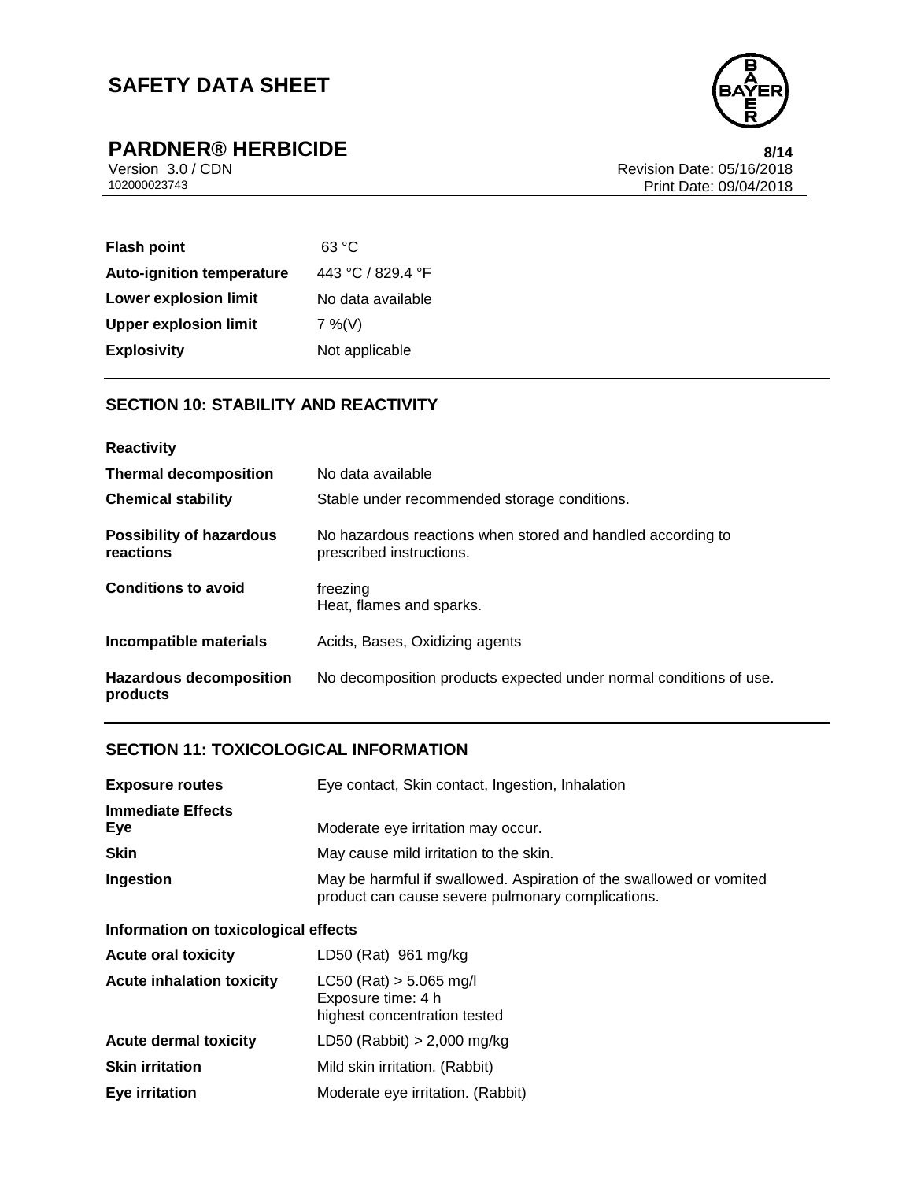| | |
|---|---|
| **Flash point** | 63 °C |
| **Auto-ignition temperature** | 443 °C / 829.4 °F |
| **Lower explosion limit** | No data available |
| **Upper explosion limit** | 7 %(V) |
| **Explosivity** | Not applicable |

## SECTION 10: STABILITY AND REACTIVITY

**Reactivity**

| | |
|---|---|
| **Thermal decomposition** | No data available |
| **Chemical stability** | Stable under recommended storage conditions. |
| **Possibility of hazardous reactions** | No hazardous reactions when stored and handled according to prescribed instructions. |
| **Conditions to avoid** | freezing<br>Heat, flames and sparks. |
| **Incompatible materials** | Acids, Bases, Oxidizing agents |
| **Hazardous decomposition products** | No decomposition products expected under normal conditions of use. |

## SECTION 11: TOXICOLOGICAL INFORMATION

| | |
|---|---|
| **Exposure routes** | Eye contact, Skin contact, Ingestion, Inhalation |

**Immediate Effects**

| | |
|---|---|
| **Eye** | Moderate eye irritation may occur. |
| **Skin** | May cause mild irritation to the skin. |
| **Ingestion** | May be harmful if swallowed. Aspiration of the swallowed or vomited product can cause severe pulmonary complications. |

**Information on toxicological effects**

| | |
|---|---|
| **Acute oral toxicity** | LD50 (Rat) 961 mg/kg |
| **Acute inhalation toxicity** | LC50 (Rat) > 5.065 mg/l<br>Exposure time: 4 h<br>highest concentration tested |
| **Acute dermal toxicity** | LD50 (Rabbit) > 2,000 mg/kg |
| **Skin irritation** | Mild skin irritation. (Rabbit) |
| **Eye irritation** | Moderate eye irritation. (Rabbit) |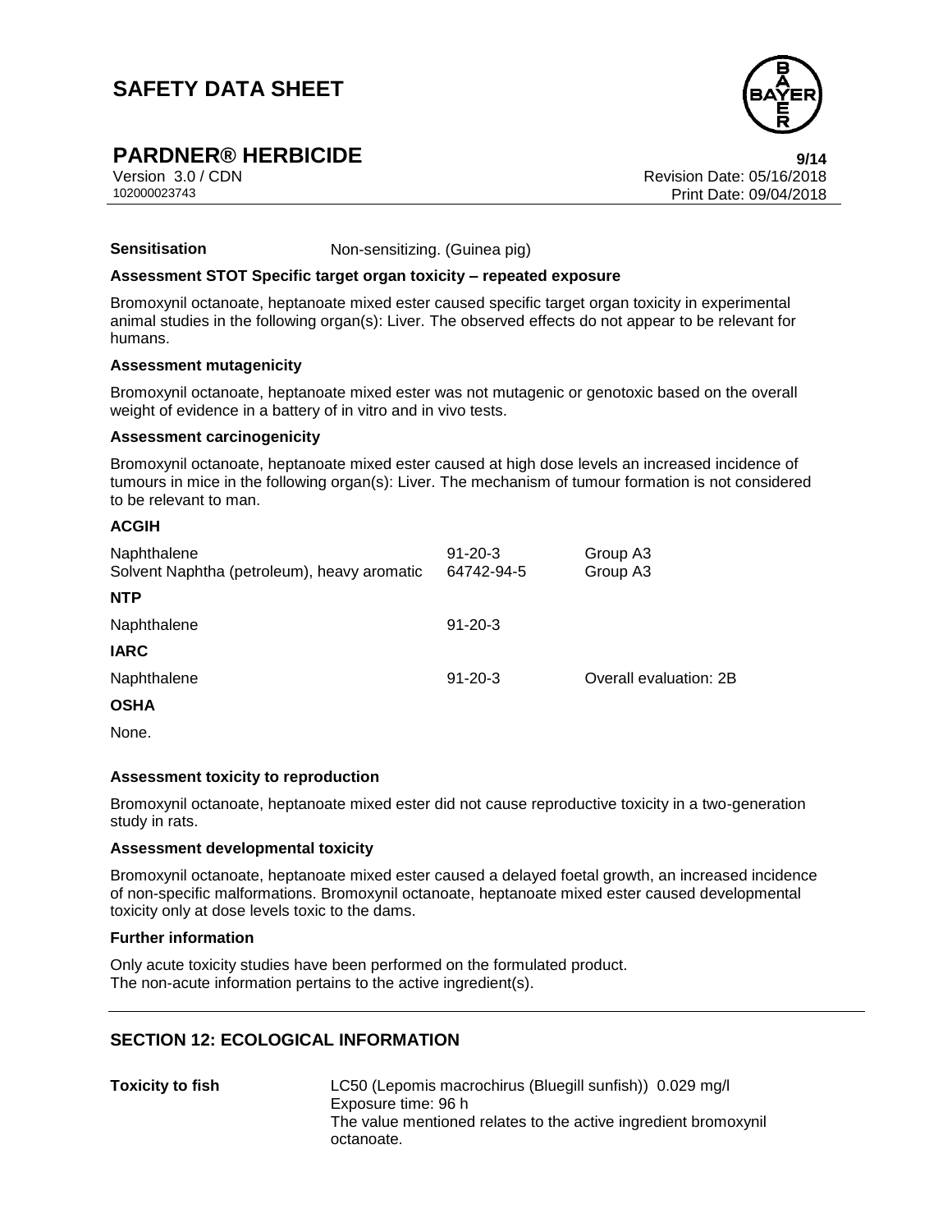**Sensitisation** Non-sensitizing. (Guinea pig)

**Assessment STOT Specific target organ toxicity – repeated exposure**

Bromoxynil octanoate, heptanoate mixed ester caused specific target organ toxicity in experimental animal studies in the following organ(s): Liver. The observed effects do not appear to be relevant for humans.

**Assessment mutagenicity**

Bromoxynil octanoate, heptanoate mixed ester was not mutagenic or genotoxic based on the overall weight of evidence in a battery of in vitro and in vivo tests.

**Assessment carcinogenicity**

Bromoxynil octanoate, heptanoate mixed ester caused at high dose levels an increased incidence of tumours in mice in the following organ(s): Liver. The mechanism of tumour formation is not considered to be relevant to man.

**ACGIH**

| | | |
|---|---|---|
| Naphthalene | 91-20-3 | Group A3 |
| Solvent Naphtha (petroleum), heavy aromatic | 64742-94-5 | Group A3 |

**NTP**

| | | |
|---|---|---|
| Naphthalene | 91-20-3 | |

**IARC**

| | | |
|---|---|---|
| Naphthalene | 91-20-3 | Overall evaluation: 2B |

**OSHA**

None.

**Assessment toxicity to reproduction**

Bromoxynil octanoate, heptanoate mixed ester did not cause reproductive toxicity in a two-generation study in rats.

**Assessment developmental toxicity**

Bromoxynil octanoate, heptanoate mixed ester caused a delayed foetal growth, an increased incidence of non-specific malformations. Bromoxynil octanoate, heptanoate mixed ester caused developmental toxicity only at dose levels toxic to the dams.

**Further information**

Only acute toxicity studies have been performed on the formulated product.
The non-acute information pertains to the active ingredient(s).

## SECTION 12: ECOLOGICAL INFORMATION

**Toxicity to fish** LC50 (Lepomis macrochirus (Bluegill sunfish)) 0.029 mg/l
Exposure time: 96 h
The value mentioned relates to the active ingredient bromoxynil octanoate.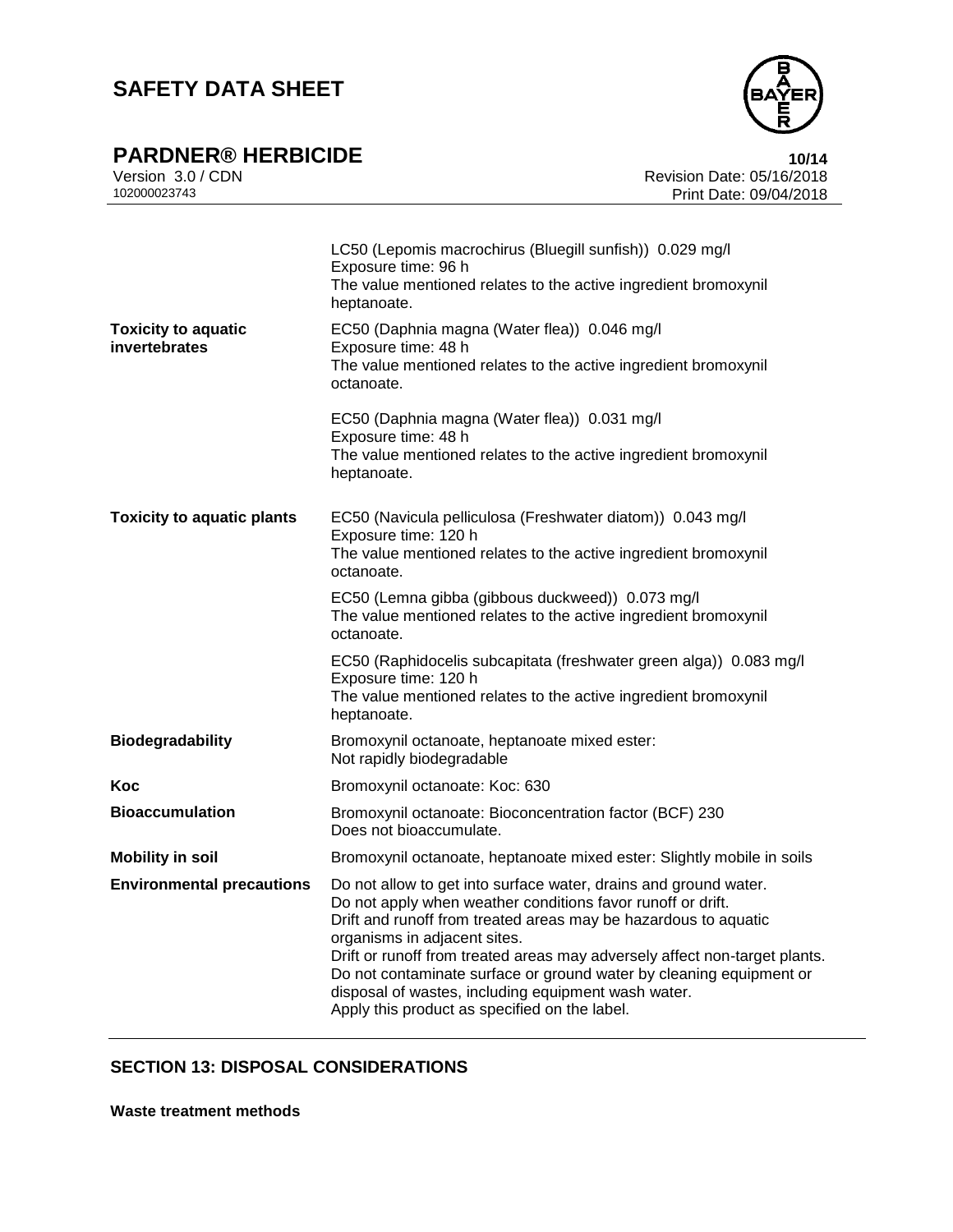| | |
|---|---|
| | LC50 (Lepomis macrochirus (Bluegill sunfish)) 0.029 mg/l<br>Exposure time: 96 h<br>The value mentioned relates to the active ingredient bromoxynil heptanoate. |
| **Toxicity to aquatic invertebrates** | EC50 (Daphnia magna (Water flea)) 0.046 mg/l<br>Exposure time: 48 h<br>The value mentioned relates to the active ingredient bromoxynil octanoate.<br><br>EC50 (Daphnia magna (Water flea)) 0.031 mg/l<br>Exposure time: 48 h<br>The value mentioned relates to the active ingredient bromoxynil heptanoate. |
| **Toxicity to aquatic plants** | EC50 (Navicula pelliculosa (Freshwater diatom)) 0.043 mg/l<br>Exposure time: 120 h<br>The value mentioned relates to the active ingredient bromoxynil octanoate.<br><br>EC50 (Lemna gibba (gibbous duckweed)) 0.073 mg/l<br>The value mentioned relates to the active ingredient bromoxynil octanoate.<br><br>EC50 (Raphidocelis subcapitata (freshwater green alga)) 0.083 mg/l<br>Exposure time: 120 h<br>The value mentioned relates to the active ingredient bromoxynil heptanoate. |
| **Biodegradability** | Bromoxynil octanoate, heptanoate mixed ester:<br>Not rapidly biodegradable |
| **Koc** | Bromoxynil octanoate: Koc: 630 |
| **Bioaccumulation** | Bromoxynil octanoate: Bioconcentration factor (BCF) 230<br>Does not bioaccumulate. |
| **Mobility in soil** | Bromoxynil octanoate, heptanoate mixed ester: Slightly mobile in soils |
| **Environmental precautions** | Do not allow to get into surface water, drains and ground water.<br>Do not apply when weather conditions favor runoff or drift.<br>Drift and runoff from treated areas may be hazardous to aquatic organisms in adjacent sites.<br>Drift or runoff from treated areas may adversely affect non-target plants.<br>Do not contaminate surface or ground water by cleaning equipment or disposal of wastes, including equipment wash water.<br>Apply this product as specified on the label. |

## SECTION 13: DISPOSAL CONSIDERATIONS

**Waste treatment methods**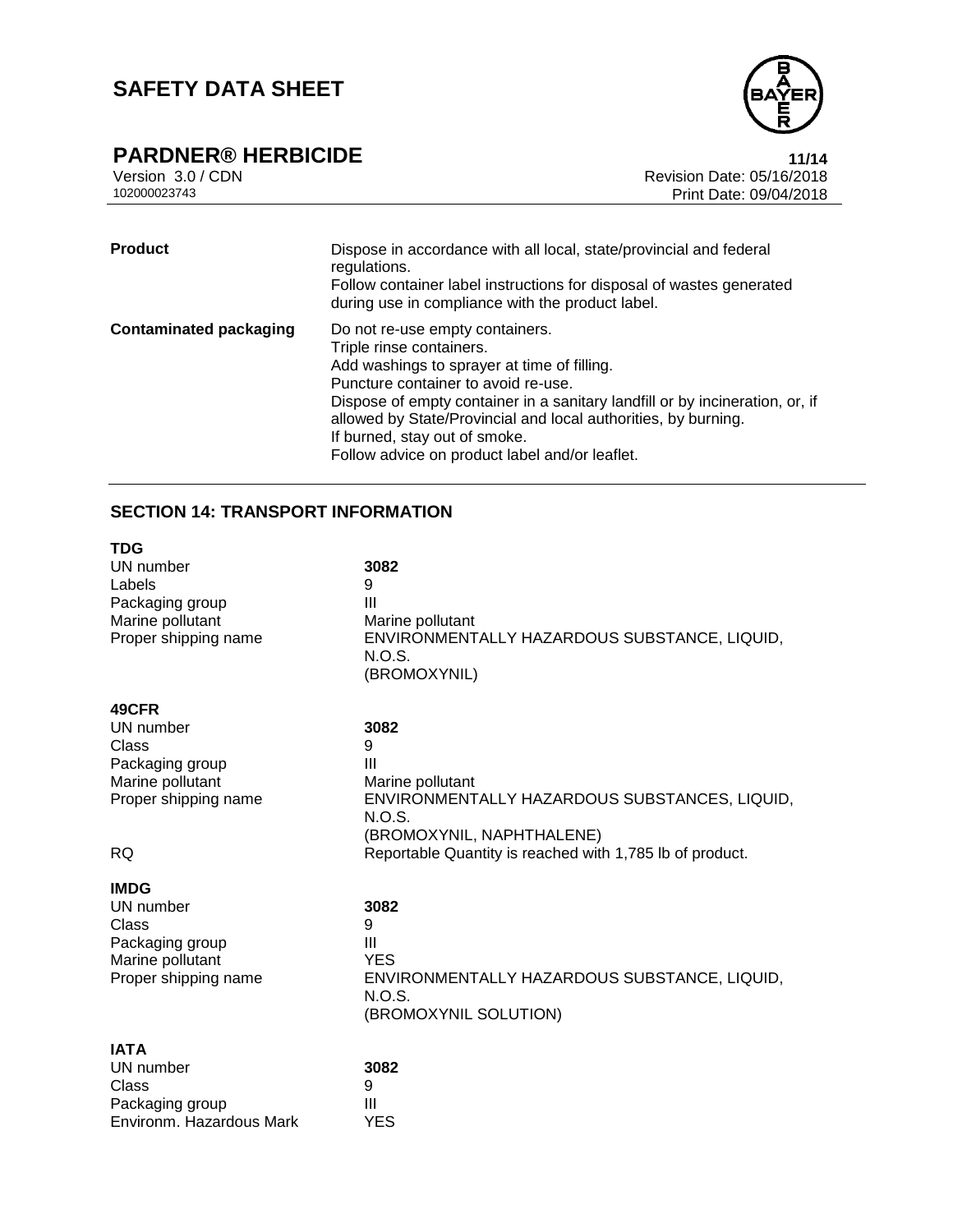| | |
|---|---|
| **Product** | Dispose in accordance with all local, state/provincial and federal regulations.<br>Follow container label instructions for disposal of wastes generated during use in compliance with the product label. |
| **Contaminated packaging** | Do not re-use empty containers.<br>Triple rinse containers.<br>Add washings to sprayer at time of filling.<br>Puncture container to avoid re-use.<br>Dispose of empty container in a sanitary landfill or by incineration, or, if allowed by State/Provincial and local authorities, by burning.<br>If burned, stay out of smoke.<br>Follow advice on product label and/or leaflet. |

## SECTION 14: TRANSPORT INFORMATION

**TDG**

| | |
|---|---|
| UN number | **3082** |
| Labels | 9 |
| Packaging group | III |
| Marine pollutant | Marine pollutant |
| Proper shipping name | ENVIRONMENTALLY HAZARDOUS SUBSTANCE, LIQUID, N.O.S. (BROMOXYNIL) |

**49CFR**

| | |
|---|---|
| UN number | **3082** |
| Class | 9 |
| Packaging group | III |
| Marine pollutant | Marine pollutant |
| Proper shipping name | ENVIRONMENTALLY HAZARDOUS SUBSTANCES, LIQUID, N.O.S. (BROMOXYNIL, NAPHTHALENE) |
| RQ | Reportable Quantity is reached with 1,785 lb of product. |

**IMDG**

| | |
|---|---|
| UN number | **3082** |
| Class | 9 |
| Packaging group | III |
| Marine pollutant | YES |
| Proper shipping name | ENVIRONMENTALLY HAZARDOUS SUBSTANCE, LIQUID, N.O.S. (BROMOXYNIL SOLUTION) |

**IATA**

| | |
|---|---|
| UN number | **3082** |
| Class | 9 |
| Packaging group | III |
| Environm. Hazardous Mark | YES |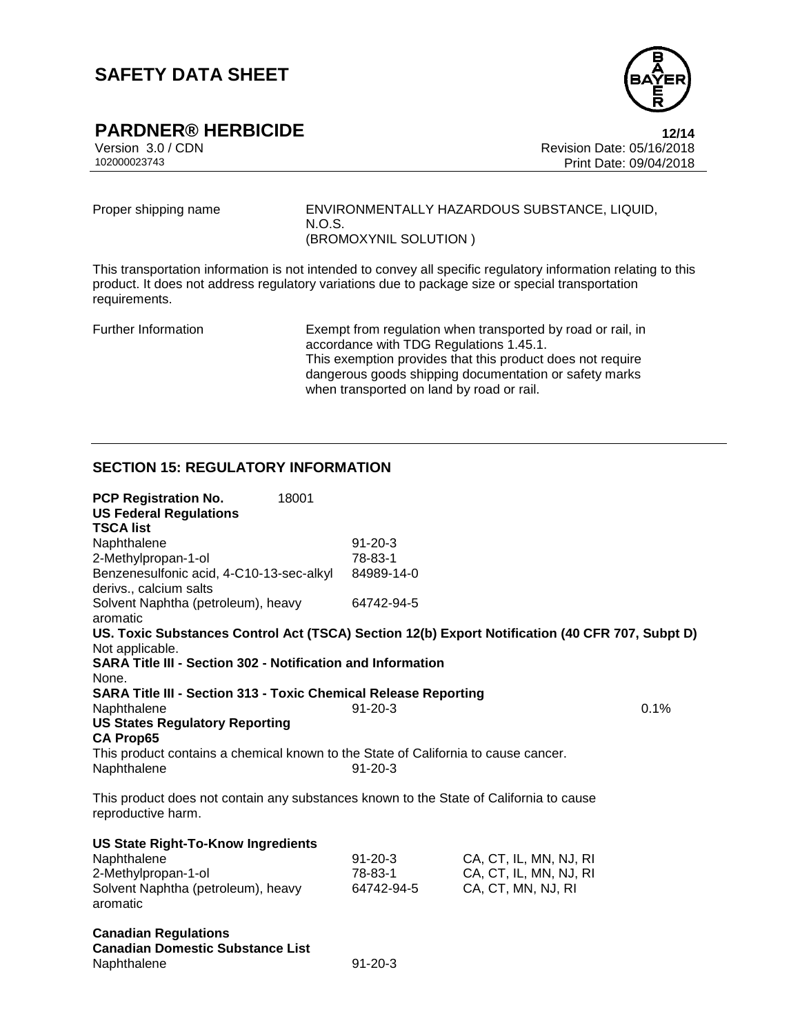| | |
|---|---|
| Proper shipping name | ENVIRONMENTALLY HAZARDOUS SUBSTANCE, LIQUID, N.O.S. (BROMOXYNIL SOLUTION ) |

This transportation information is not intended to convey all specific regulatory information relating to this product. It does not address regulatory variations due to package size or special transportation requirements.

| | |
|---|---|
| Further Information | Exempt from regulation when transported by road or rail, in accordance with TDG Regulations 1.45.1. This exemption provides that this product does not require dangerous goods shipping documentation or safety marks when transported on land by road or rail. |

## SECTION 15: REGULATORY INFORMATION

**PCP Registration No.** 18001

**US Federal Regulations**

**TSCA list**

| | |
|---|---|
| Naphthalene | 91-20-3 |
| 2-Methylpropan-1-ol | 78-83-1 |
| Benzenesulfonic acid, 4-C10-13-sec-alkyl derivs., calcium salts | 84989-14-0 |
| Solvent Naphtha (petroleum), heavy aromatic | 64742-94-5 |

**US. Toxic Substances Control Act (TSCA) Section 12(b) Export Notification (40 CFR 707, Subpt D)**

Not applicable.

**SARA Title III - Section 302 - Notification and Information**

None.

**SARA Title III - Section 313 - Toxic Chemical Release Reporting**

| | | |
|---|---|---|
| Naphthalene | 91-20-3 | 0.1% |

**US States Regulatory Reporting**

**CA Prop65**

This product contains a chemical known to the State of California to cause cancer.

| | |
|---|---|
| Naphthalene | 91-20-3 |

This product does not contain any substances known to the State of California to cause reproductive harm.

**US State Right-To-Know Ingredients**

| | | |
|---|---|---|
| Naphthalene | 91-20-3 | CA, CT, IL, MN, NJ, RI |
| 2-Methylpropan-1-ol | 78-83-1 | CA, CT, IL, MN, NJ, RI |
| Solvent Naphtha (petroleum), heavy aromatic | 64742-94-5 | CA, CT, MN, NJ, RI |

**Canadian Regulations**

**Canadian Domestic Substance List**

| | |
|---|---|
| Naphthalene | 91-20-3 |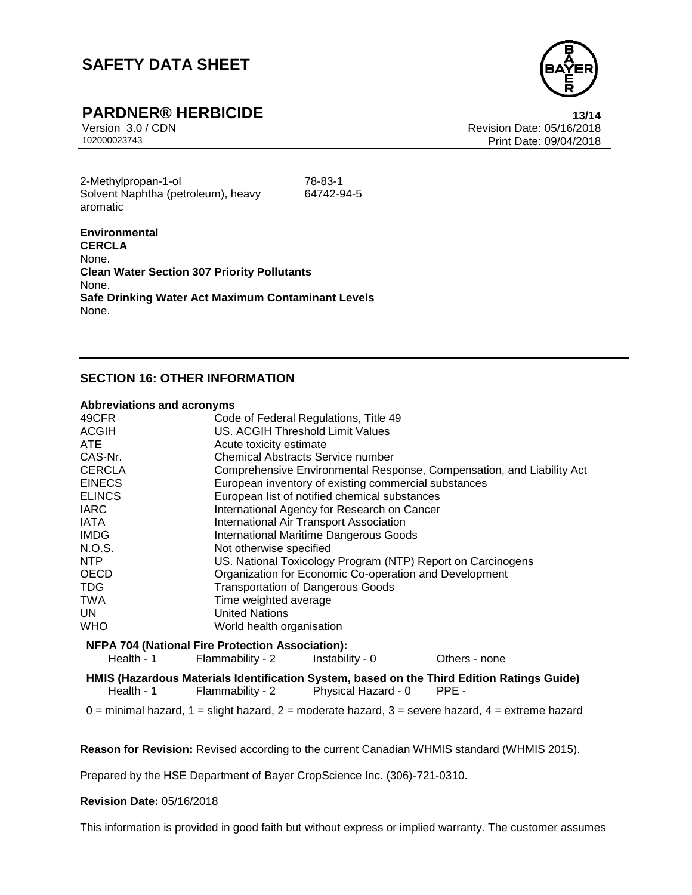| | |
|---|---|
| 2-Methylpropan-1-ol | 78-83-1 |
| Solvent Naphtha (petroleum), heavy aromatic | 64742-94-5 |

**Environmental**

**CERCLA**

None.

**Clean Water Section 307 Priority Pollutants**

None.

**Safe Drinking Water Act Maximum Contaminant Levels**

None.

## SECTION 16: OTHER INFORMATION

**Abbreviations and acronyms**

| | |
|---|---|
| 49CFR | Code of Federal Regulations, Title 49 |
| ACGIH | US. ACGIH Threshold Limit Values |
| ATE | Acute toxicity estimate |
| CAS-Nr. | Chemical Abstracts Service number |
| CERCLA | Comprehensive Environmental Response, Compensation, and Liability Act |
| EINECS | European inventory of existing commercial substances |
| ELINCS | European list of notified chemical substances |
| IARC | International Agency for Research on Cancer |
| IATA | International Air Transport Association |
| IMDG | International Maritime Dangerous Goods |
| N.O.S. | Not otherwise specified |
| NTP | US. National Toxicology Program (NTP) Report on Carcinogens |
| OECD | Organization for Economic Co-operation and Development |
| TDG | Transportation of Dangerous Goods |
| TWA | Time weighted average |
| UN | United Nations |
| WHO | World health organisation |

**NFPA 704 (National Fire Protection Association):**

| | | | |
|---|---|---|---|
| Health - 1 | Flammability - 2 | Instability - 0 | Others - none |

**HMIS (Hazardous Materials Identification System, based on the Third Edition Ratings Guide)**

| | | | |
|---|---|---|---|
| Health - 1 | Flammability - 2 | Physical Hazard - 0 | PPE - |

0 = minimal hazard, 1 = slight hazard, 2 = moderate hazard, 3 = severe hazard, 4 = extreme hazard

**Reason for Revision:** Revised according to the current Canadian WHMIS standard (WHMIS 2015).

Prepared by the HSE Department of Bayer CropScience Inc. (306)-721-0310.

**Revision Date:** 05/16/2018

This information is provided in good faith but without express or implied warranty. The customer assumes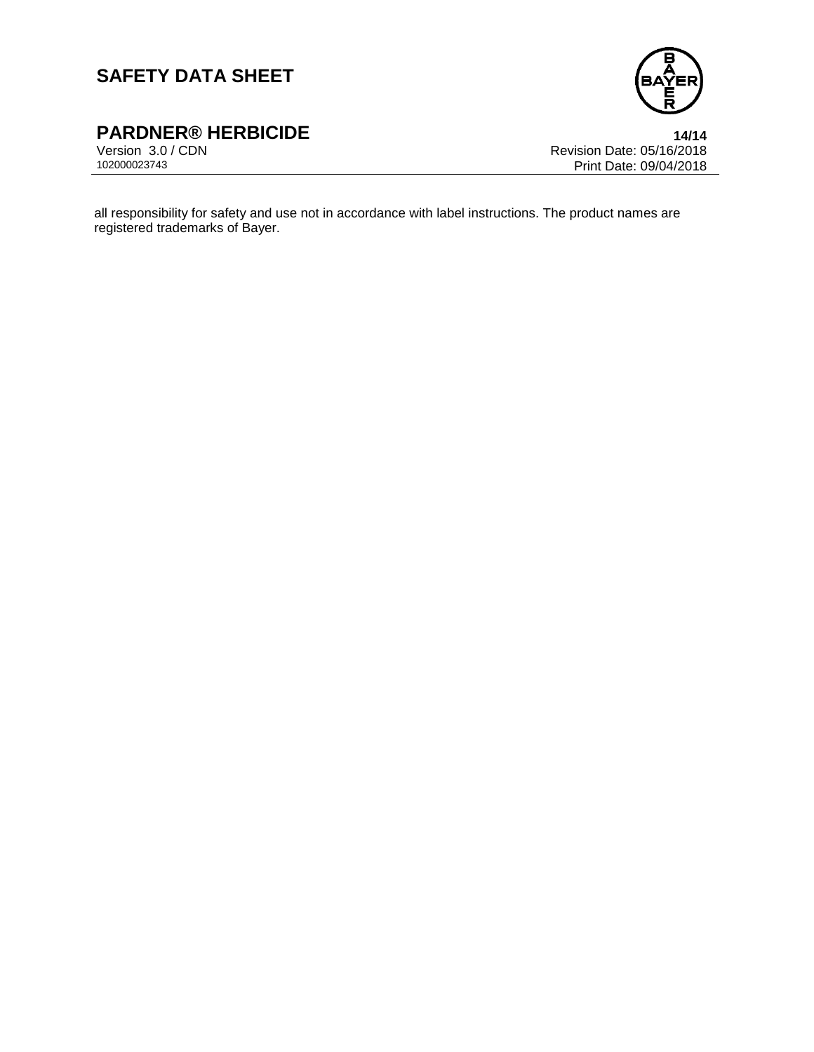all responsibility for safety and use not in accordance with label instructions. The product names are registered trademarks of Bayer.